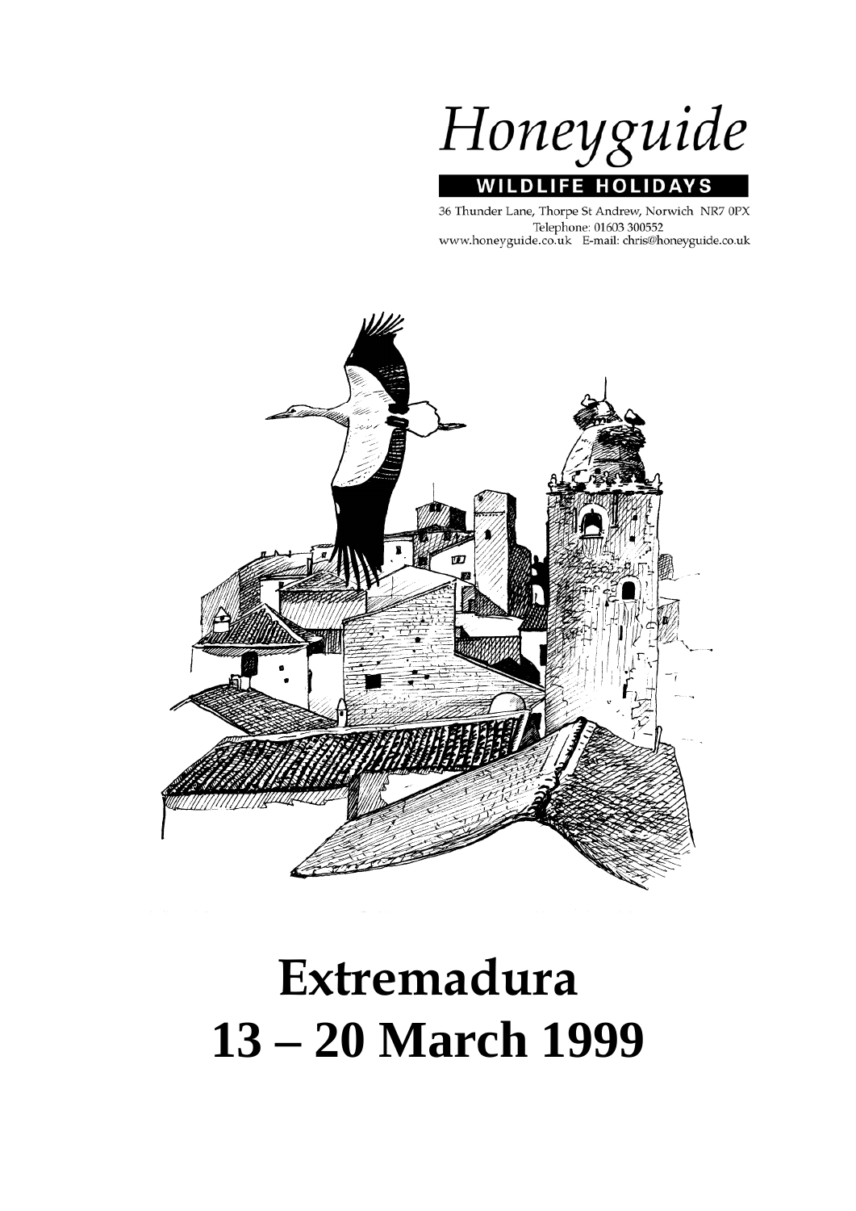Honeyguide

**WILDLIFE HOLIDAYS**

36 Thunder Lane, Thorpe St Andrew, Norwich NR7 0PX
Telephone: 01603 300552
www.honeyguide.co.uk E-mail: chris@honeyguide.co.uk

# Extremadura
# 13 – 20 March 1999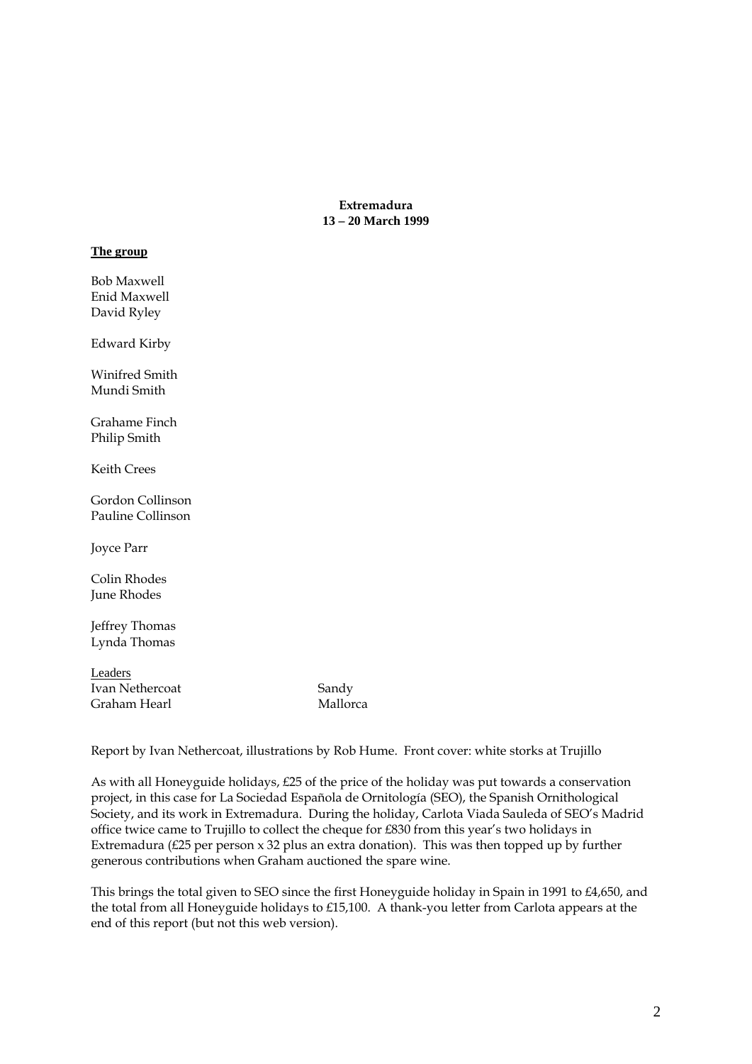**Extremadura**
**13 – 20 March 1999**

**The group**

Bob Maxwell
Enid Maxwell
David Ryley

Edward Kirby

Winifred Smith
Mundi Smith

Grahame Finch
Philip Smith

Keith Crees

Gordon Collinson
Pauline Collinson

Joyce Parr

Colin Rhodes
June Rhodes

Jeffrey Thomas
Lynda Thomas

Leaders

Ivan Nethercoat — Sandy
Graham Hearl — Mallorca

Report by Ivan Nethercoat, illustrations by Rob Hume. Front cover: white storks at Trujillo

As with all Honeyguide holidays, £25 of the price of the holiday was put towards a conservation project, in this case for La Sociedad Española de Ornitología (SEO), the Spanish Ornithological Society, and its work in Extremadura. During the holiday, Carlota Viada Sauleda of SEO's Madrid office twice came to Trujillo to collect the cheque for £830 from this year's two holidays in Extremadura (£25 per person x 32 plus an extra donation). This was then topped up by further generous contributions when Graham auctioned the spare wine.

This brings the total given to SEO since the first Honeyguide holiday in Spain in 1991 to £4,650, and the total from all Honeyguide holidays to £15,100. A thank-you letter from Carlota appears at the end of this report (but not this web version).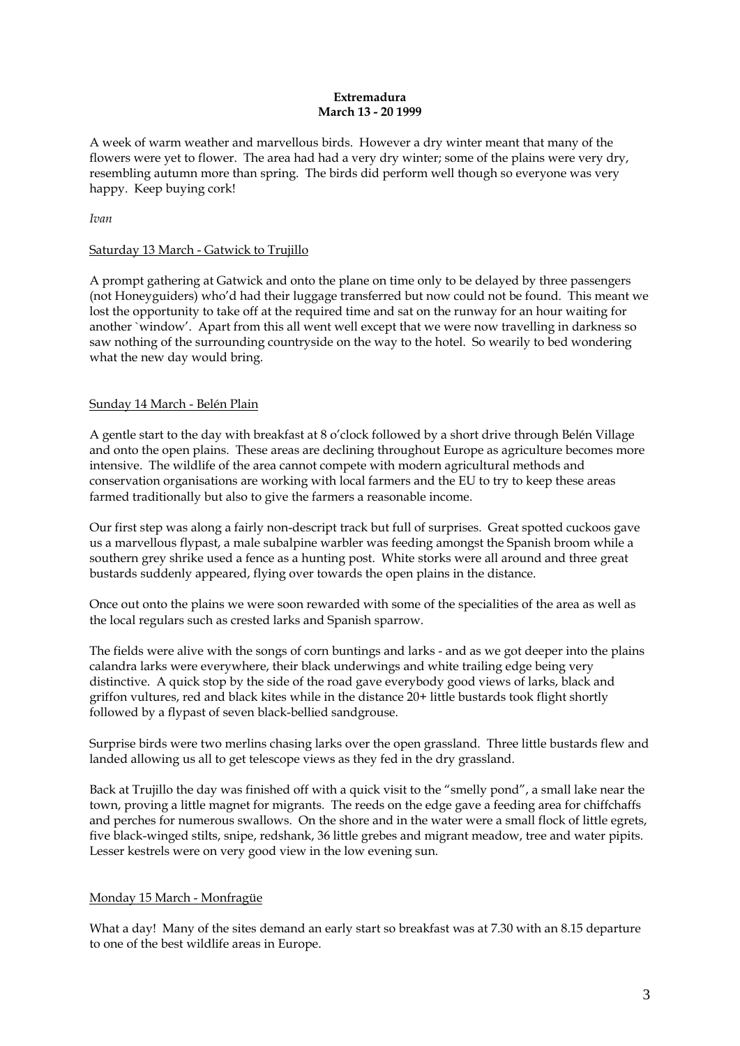**Extremadura**
**March 13 - 20 1999**

A week of warm weather and marvellous birds. However a dry winter meant that many of the flowers were yet to flower. The area had had a very dry winter; some of the plains were very dry, resembling autumn more than spring. The birds did perform well though so everyone was very happy. Keep buying cork!

*Ivan*

## Saturday 13 March - Gatwick to Trujillo

A prompt gathering at Gatwick and onto the plane on time only to be delayed by three passengers (not Honeyguiders) who'd had their luggage transferred but now could not be found. This meant we lost the opportunity to take off at the required time and sat on the runway for an hour waiting for another `window'. Apart from this all went well except that we were now travelling in darkness so saw nothing of the surrounding countryside on the way to the hotel. So wearily to bed wondering what the new day would bring.

## Sunday 14 March - Belén Plain

A gentle start to the day with breakfast at 8 o'clock followed by a short drive through Belén Village and onto the open plains. These areas are declining throughout Europe as agriculture becomes more intensive. The wildlife of the area cannot compete with modern agricultural methods and conservation organisations are working with local farmers and the EU to try to keep these areas farmed traditionally but also to give the farmers a reasonable income.

Our first step was along a fairly non-descript track but full of surprises. Great spotted cuckoos gave us a marvellous flypast, a male subalpine warbler was feeding amongst the Spanish broom while a southern grey shrike used a fence as a hunting post. White storks were all around and three great bustards suddenly appeared, flying over towards the open plains in the distance.

Once out onto the plains we were soon rewarded with some of the specialities of the area as well as the local regulars such as crested larks and Spanish sparrow.

The fields were alive with the songs of corn buntings and larks - and as we got deeper into the plains calandra larks were everywhere, their black underwings and white trailing edge being very distinctive. A quick stop by the side of the road gave everybody good views of larks, black and griffon vultures, red and black kites while in the distance 20+ little bustards took flight shortly followed by a flypast of seven black-bellied sandgrouse.

Surprise birds were two merlins chasing larks over the open grassland. Three little bustards flew and landed allowing us all to get telescope views as they fed in the dry grassland.

Back at Trujillo the day was finished off with a quick visit to the "smelly pond", a small lake near the town, proving a little magnet for migrants. The reeds on the edge gave a feeding area for chiffchaffs and perches for numerous swallows. On the shore and in the water were a small flock of little egrets, five black-winged stilts, snipe, redshank, 36 little grebes and migrant meadow, tree and water pipits. Lesser kestrels were on very good view in the low evening sun.

## Monday 15 March - Monfragüe

What a day! Many of the sites demand an early start so breakfast was at 7.30 with an 8.15 departure to one of the best wildlife areas in Europe.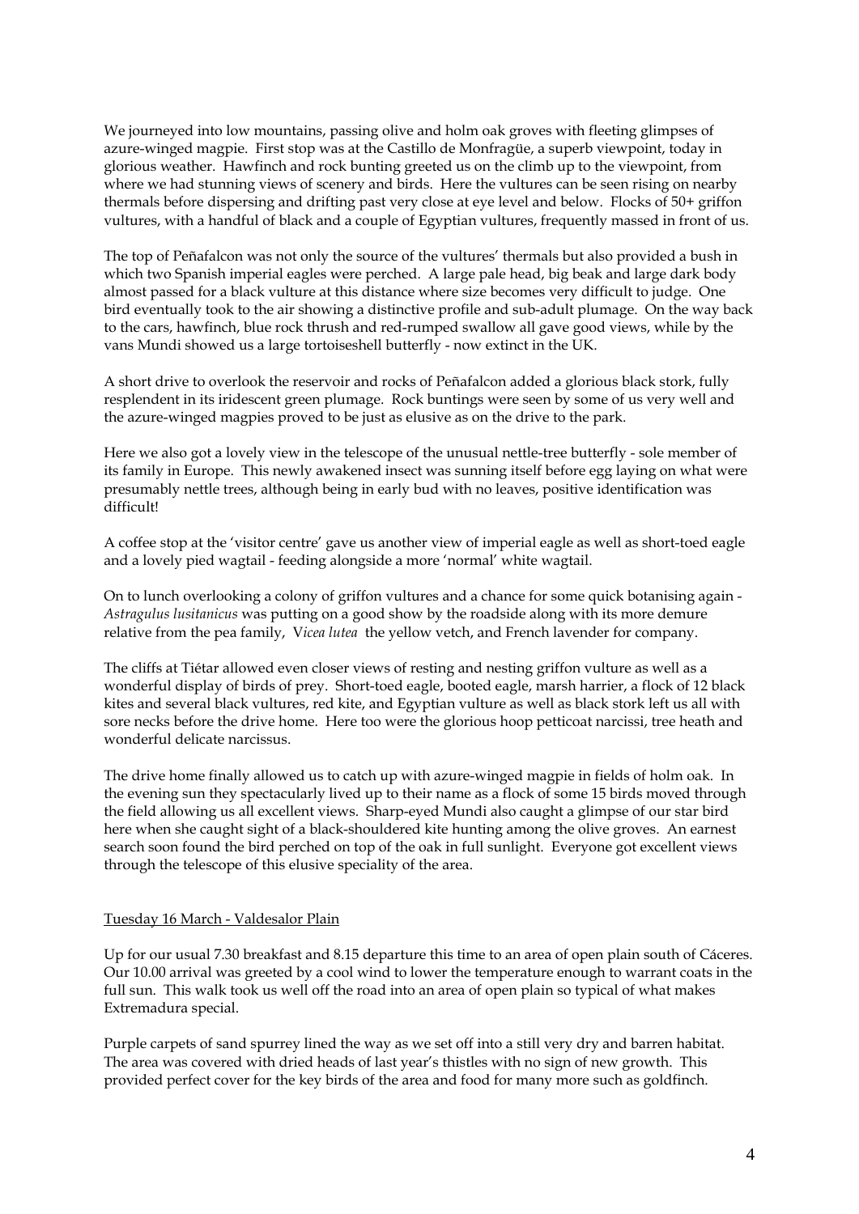We journeyed into low mountains, passing olive and holm oak groves with fleeting glimpses of azure-winged magpie. First stop was at the Castillo de Monfragüe, a superb viewpoint, today in glorious weather. Hawfinch and rock bunting greeted us on the climb up to the viewpoint, from where we had stunning views of scenery and birds. Here the vultures can be seen rising on nearby thermals before dispersing and drifting past very close at eye level and below. Flocks of 50+ griffon vultures, with a handful of black and a couple of Egyptian vultures, frequently massed in front of us.

The top of Peñafalcon was not only the source of the vultures' thermals but also provided a bush in which two Spanish imperial eagles were perched. A large pale head, big beak and large dark body almost passed for a black vulture at this distance where size becomes very difficult to judge. One bird eventually took to the air showing a distinctive profile and sub-adult plumage. On the way back to the cars, hawfinch, blue rock thrush and red-rumped swallow all gave good views, while by the vans Mundi showed us a large tortoiseshell butterfly - now extinct in the UK.

A short drive to overlook the reservoir and rocks of Peñafalcon added a glorious black stork, fully resplendent in its iridescent green plumage. Rock buntings were seen by some of us very well and the azure-winged magpies proved to be just as elusive as on the drive to the park.

Here we also got a lovely view in the telescope of the unusual nettle-tree butterfly - sole member of its family in Europe. This newly awakened insect was sunning itself before egg laying on what were presumably nettle trees, although being in early bud with no leaves, positive identification was difficult!

A coffee stop at the 'visitor centre' gave us another view of imperial eagle as well as short-toed eagle and a lovely pied wagtail - feeding alongside a more 'normal' white wagtail.

On to lunch overlooking a colony of griffon vultures and a chance for some quick botanising again - *Astragulus lusitanicus* was putting on a good show by the roadside along with its more demure relative from the pea family, V*icea lutea* the yellow vetch, and French lavender for company.

The cliffs at Tiétar allowed even closer views of resting and nesting griffon vulture as well as a wonderful display of birds of prey. Short-toed eagle, booted eagle, marsh harrier, a flock of 12 black kites and several black vultures, red kite, and Egyptian vulture as well as black stork left us all with sore necks before the drive home. Here too were the glorious hoop petticoat narcissi, tree heath and wonderful delicate narcissus.

The drive home finally allowed us to catch up with azure-winged magpie in fields of holm oak. In the evening sun they spectacularly lived up to their name as a flock of some 15 birds moved through the field allowing us all excellent views. Sharp-eyed Mundi also caught a glimpse of our star bird here when she caught sight of a black-shouldered kite hunting among the olive groves. An earnest search soon found the bird perched on top of the oak in full sunlight. Everyone got excellent views through the telescope of this elusive speciality of the area.

## Tuesday 16 March - Valdesalor Plain

Up for our usual 7.30 breakfast and 8.15 departure this time to an area of open plain south of Cáceres. Our 10.00 arrival was greeted by a cool wind to lower the temperature enough to warrant coats in the full sun. This walk took us well off the road into an area of open plain so typical of what makes Extremadura special.

Purple carpets of sand spurrey lined the way as we set off into a still very dry and barren habitat. The area was covered with dried heads of last year's thistles with no sign of new growth. This provided perfect cover for the key birds of the area and food for many more such as goldfinch.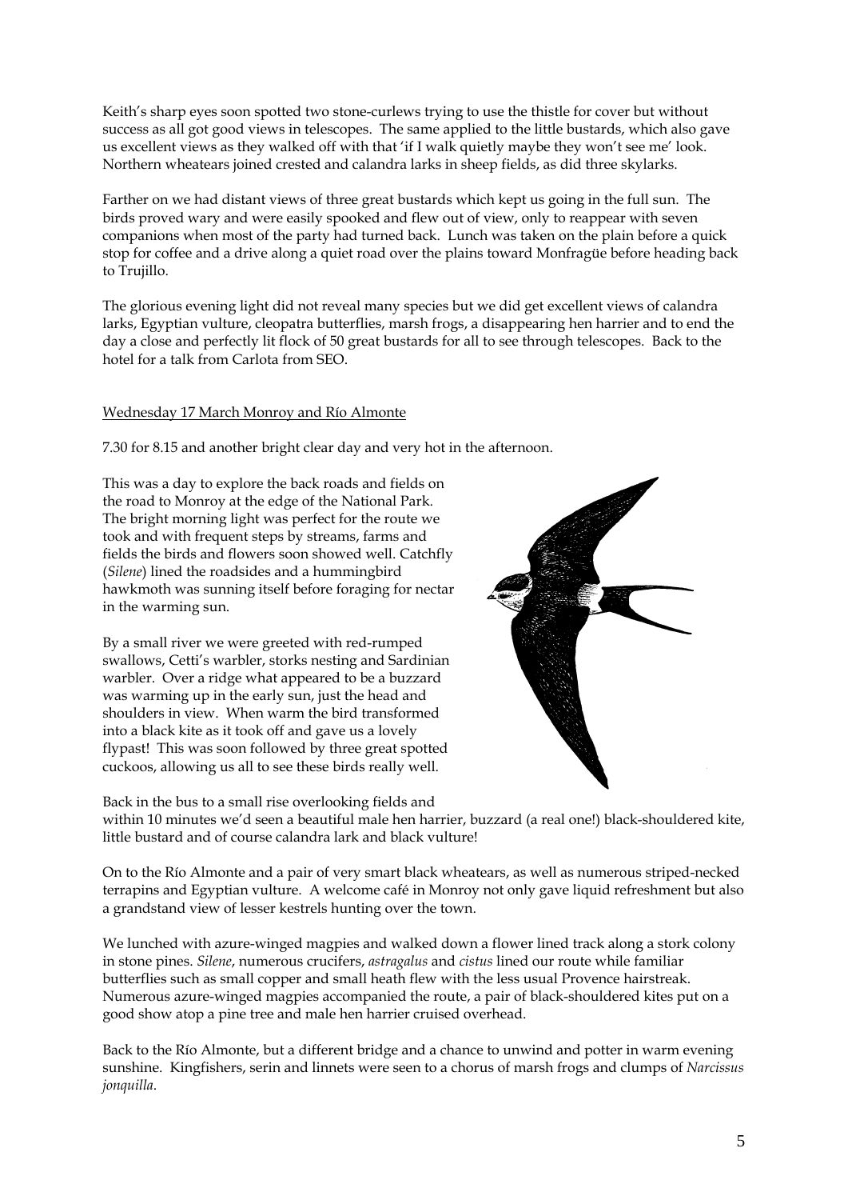Keith's sharp eyes soon spotted two stone-curlews trying to use the thistle for cover but without success as all got good views in telescopes. The same applied to the little bustards, which also gave us excellent views as they walked off with that 'if I walk quietly maybe they won't see me' look. Northern wheatears joined crested and calandra larks in sheep fields, as did three skylarks.

Farther on we had distant views of three great bustards which kept us going in the full sun. The birds proved wary and were easily spooked and flew out of view, only to reappear with seven companions when most of the party had turned back. Lunch was taken on the plain before a quick stop for coffee and a drive along a quiet road over the plains toward Monfragüe before heading back to Trujillo.

The glorious evening light did not reveal many species but we did get excellent views of calandra larks, Egyptian vulture, cleopatra butterflies, marsh frogs, a disappearing hen harrier and to end the day a close and perfectly lit flock of 50 great bustards for all to see through telescopes. Back to the hotel for a talk from Carlota from SEO.

Wednesday 17 March Monroy and Río Almonte

7.30 for 8.15 and another bright clear day and very hot in the afternoon.

This was a day to explore the back roads and fields on the road to Monroy at the edge of the National Park. The bright morning light was perfect for the route we took and with frequent steps by streams, farms and fields the birds and flowers soon showed well. Catchfly (*Silene*) lined the roadsides and a hummingbird hawkmoth was sunning itself before foraging for nectar in the warming sun.

By a small river we were greeted with red-rumped swallows, Cetti's warbler, storks nesting and Sardinian warbler. Over a ridge what appeared to be a buzzard was warming up in the early sun, just the head and shoulders in view. When warm the bird transformed into a black kite as it took off and gave us a lovely flypast! This was soon followed by three great spotted cuckoos, allowing us all to see these birds really well.

Back in the bus to a small rise overlooking fields and within 10 minutes we'd seen a beautiful male hen harrier, buzzard (a real one!) black-shouldered kite, little bustard and of course calandra lark and black vulture!

On to the Río Almonte and a pair of very smart black wheatears, as well as numerous striped-necked terrapins and Egyptian vulture. A welcome café in Monroy not only gave liquid refreshment but also a grandstand view of lesser kestrels hunting over the town.

We lunched with azure-winged magpies and walked down a flower lined track along a stork colony in stone pines. *Silene*, numerous crucifers, *astragalus* and *cistus* lined our route while familiar butterflies such as small copper and small heath flew with the less usual Provence hairstreak. Numerous azure-winged magpies accompanied the route, a pair of black-shouldered kites put on a good show atop a pine tree and male hen harrier cruised overhead.

Back to the Río Almonte, but a different bridge and a chance to unwind and potter in warm evening sunshine. Kingfishers, serin and linnets were seen to a chorus of marsh frogs and clumps of *Narcissus jonquilla*.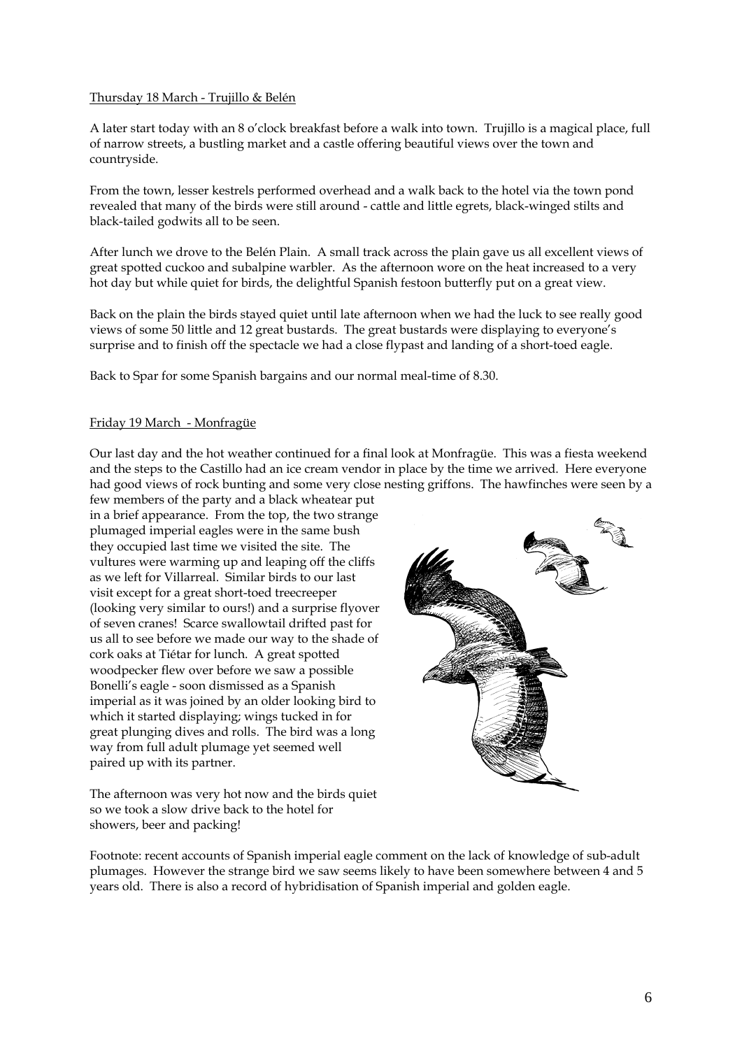Thursday 18 March - Trujillo & Belén

A later start today with an 8 o'clock breakfast before a walk into town. Trujillo is a magical place, full of narrow streets, a bustling market and a castle offering beautiful views over the town and countryside.

From the town, lesser kestrels performed overhead and a walk back to the hotel via the town pond revealed that many of the birds were still around - cattle and little egrets, black-winged stilts and black-tailed godwits all to be seen.

After lunch we drove to the Belén Plain. A small track across the plain gave us all excellent views of great spotted cuckoo and subalpine warbler. As the afternoon wore on the heat increased to a very hot day but while quiet for birds, the delightful Spanish festoon butterfly put on a great view.

Back on the plain the birds stayed quiet until late afternoon when we had the luck to see really good views of some 50 little and 12 great bustards. The great bustards were displaying to everyone's surprise and to finish off the spectacle we had a close flypast and landing of a short-toed eagle.

Back to Spar for some Spanish bargains and our normal meal-time of 8.30.

Friday 19 March - Monfragüe

Our last day and the hot weather continued for a final look at Monfragüe. This was a fiesta weekend and the steps to the Castillo had an ice cream vendor in place by the time we arrived. Here everyone had good views of rock bunting and some very close nesting griffons. The hawfinches were seen by a few members of the party and a black wheatear put in a brief appearance. From the top, the two strange plumaged imperial eagles were in the same bush they occupied last time we visited the site. The vultures were warming up and leaping off the cliffs as we left for Villarreal. Similar birds to our last visit except for a great short-toed treecreeper (looking very similar to ours!) and a surprise flyover of seven cranes! Scarce swallowtail drifted past for us all to see before we made our way to the shade of cork oaks at Tiétar for lunch. A great spotted woodpecker flew over before we saw a possible Bonelli's eagle - soon dismissed as a Spanish imperial as it was joined by an older looking bird to which it started displaying; wings tucked in for great plunging dives and rolls. The bird was a long way from full adult plumage yet seemed well paired up with its partner.

The afternoon was very hot now and the birds quiet so we took a slow drive back to the hotel for showers, beer and packing!

Footnote: recent accounts of Spanish imperial eagle comment on the lack of knowledge of sub-adult plumages. However the strange bird we saw seems likely to have been somewhere between 4 and 5 years old. There is also a record of hybridisation of Spanish imperial and golden eagle.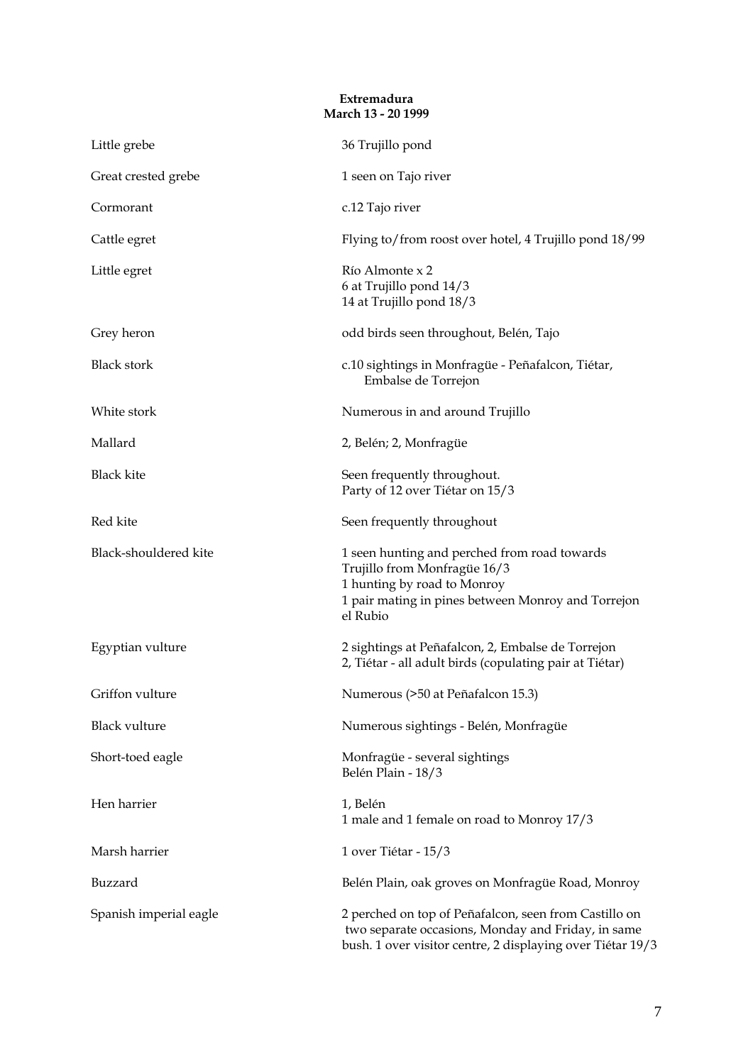## Extremadura
### March 13 - 20 1999

| | |
|---|---|
| Little grebe | 36 Trujillo pond |
| Great crested grebe | 1 seen on Tajo river |
| Cormorant | c.12 Tajo river |
| Cattle egret | Flying to/from roost over hotel, 4 Trujillo pond 18/99 |
| Little egret | Río Almonte x 2<br>6 at Trujillo pond 14/3<br>14 at Trujillo pond 18/3 |
| Grey heron | odd birds seen throughout, Belén, Tajo |
| Black stork | c.10 sightings in Monfragüe - Peñafalcon, Tiétar, Embalse de Torrejon |
| White stork | Numerous in and around Trujillo |
| Mallard | 2, Belén; 2, Monfragüe |
| Black kite | Seen frequently throughout.<br>Party of 12 over Tiétar on 15/3 |
| Red kite | Seen frequently throughout |
| Black-shouldered kite | 1 seen hunting and perched from road towards Trujillo from Monfragüe 16/3<br>1 hunting by road to Monroy<br>1 pair mating in pines between Monroy and Torrejon el Rubio |
| Egyptian vulture | 2 sightings at Peñafalcon, 2, Embalse de Torrejon<br>2, Tiétar - all adult birds (copulating pair at Tiétar) |
| Griffon vulture | Numerous (>50 at Peñafalcon 15.3) |
| Black vulture | Numerous sightings - Belén, Monfragüe |
| Short-toed eagle | Monfragüe - several sightings<br>Belén Plain - 18/3 |
| Hen harrier | 1, Belén<br>1 male and 1 female on road to Monroy 17/3 |
| Marsh harrier | 1 over Tiétar - 15/3 |
| Buzzard | Belén Plain, oak groves on Monfragüe Road, Monroy |
| Spanish imperial eagle | 2 perched on top of Peñafalcon, seen from Castillo on two separate occasions, Monday and Friday, in same bush. 1 over visitor centre, 2 displaying over Tiétar 19/3 |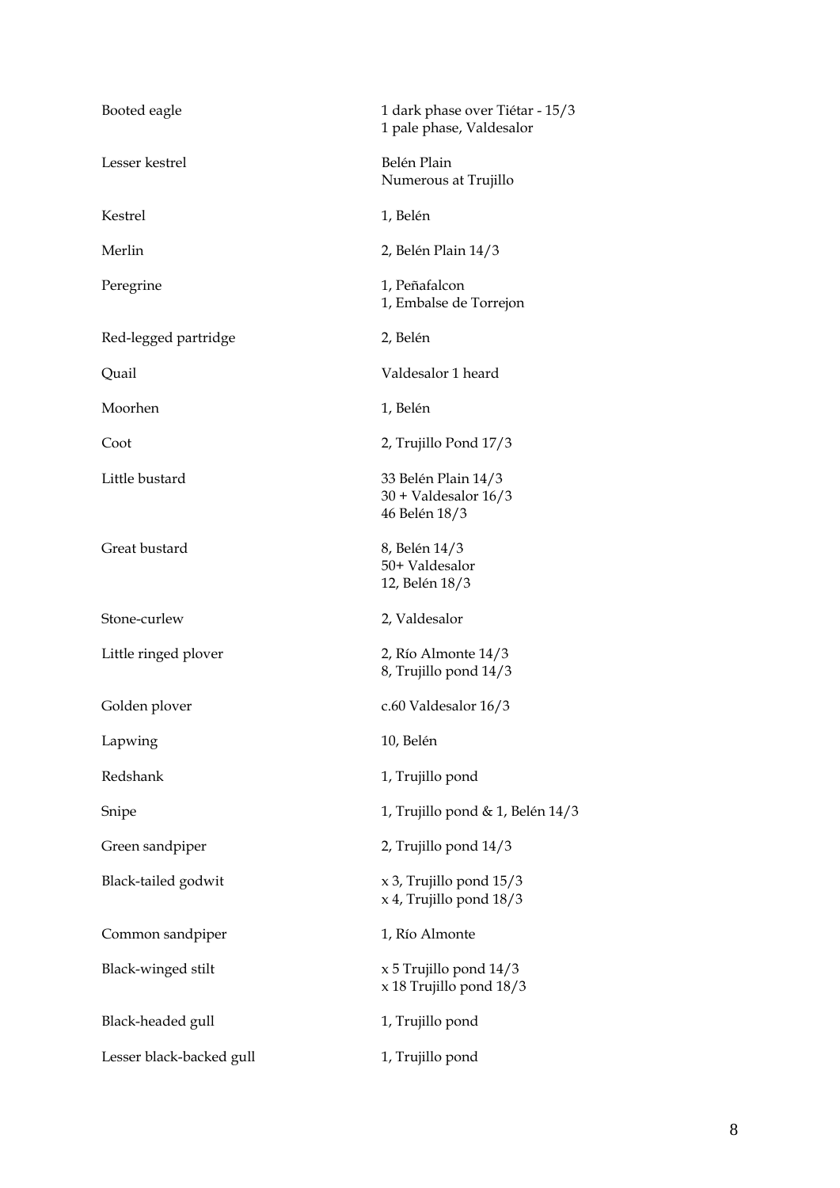| | |
|---|---|
| Booted eagle | 1 dark phase over Tiétar - 15/3<br>1 pale phase, Valdesalor |
| Lesser kestrel | Belén Plain<br>Numerous at Trujillo |
| Kestrel | 1, Belén |
| Merlin | 2, Belén Plain 14/3 |
| Peregrine | 1, Peñafalcon<br>1, Embalse de Torrejon |
| Red-legged partridge | 2, Belén |
| Quail | Valdesalor 1 heard |
| Moorhen | 1, Belén |
| Coot | 2, Trujillo Pond 17/3 |
| Little bustard | 33 Belén Plain 14/3<br>30 + Valdesalor 16/3<br>46 Belén 18/3 |
| Great bustard | 8, Belén 14/3<br>50+ Valdesalor<br>12, Belén 18/3 |
| Stone-curlew | 2, Valdesalor |
| Little ringed plover | 2, Río Almonte 14/3<br>8, Trujillo pond 14/3 |
| Golden plover | c.60 Valdesalor 16/3 |
| Lapwing | 10, Belén |
| Redshank | 1, Trujillo pond |
| Snipe | 1, Trujillo pond & 1, Belén 14/3 |
| Green sandpiper | 2, Trujillo pond 14/3 |
| Black-tailed godwit | x 3, Trujillo pond 15/3<br>x 4, Trujillo pond 18/3 |
| Common sandpiper | 1, Río Almonte |
| Black-winged stilt | x 5 Trujillo pond 14/3<br>x 18 Trujillo pond 18/3 |
| Black-headed gull | 1, Trujillo pond |
| Lesser black-backed gull | 1, Trujillo pond |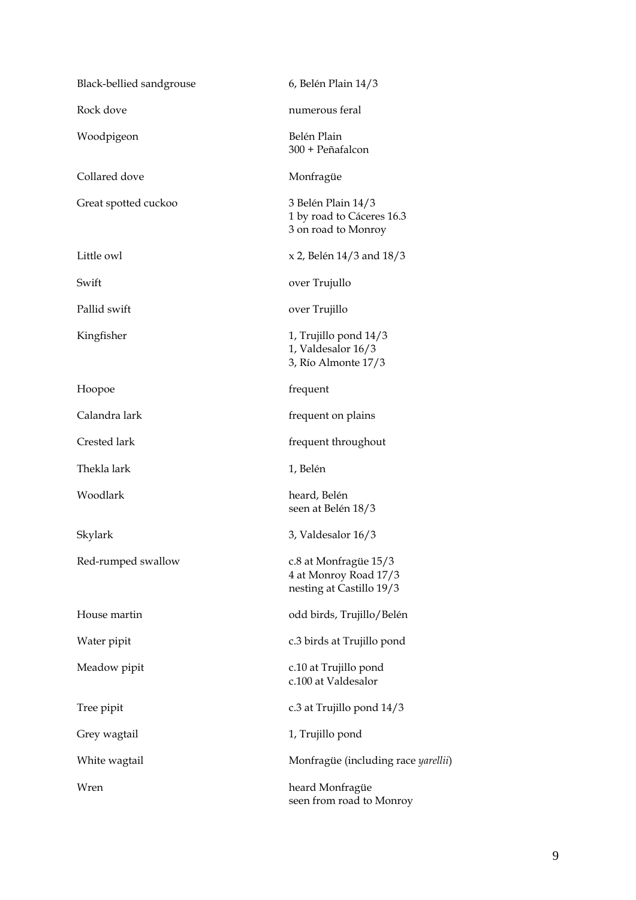| | |
|---|---|
| Black-bellied sandgrouse | 6, Belén Plain 14/3 |
| Rock dove | numerous feral |
| Woodpigeon | Belén Plain<br>300 + Peñafalcon |
| Collared dove | Monfragüe |
| Great spotted cuckoo | 3 Belén Plain 14/3<br>1 by road to Cáceres 16.3<br>3 on road to Monroy |
| Little owl | x 2, Belén 14/3 and 18/3 |
| Swift | over Trujullo |
| Pallid swift | over Trujillo |
| Kingfisher | 1, Trujillo pond 14/3<br>1, Valdesalor 16/3<br>3, Río Almonte 17/3 |
| Hoopoe | frequent |
| Calandra lark | frequent on plains |
| Crested lark | frequent throughout |
| Thekla lark | 1, Belén |
| Woodlark | heard, Belén<br>seen at Belén 18/3 |
| Skylark | 3, Valdesalor 16/3 |
| Red-rumped swallow | c.8 at Monfragüe 15/3<br>4 at Monroy Road 17/3<br>nesting at Castillo 19/3 |
| House martin | odd birds, Trujillo/Belén |
| Water pipit | c.3 birds at Trujillo pond |
| Meadow pipit | c.10 at Trujillo pond<br>c.100 at Valdesalor |
| Tree pipit | c.3 at Trujillo pond 14/3 |
| Grey wagtail | 1, Trujillo pond |
| White wagtail | Monfragüe (including race *yarellii*) |
| Wren | heard Monfragüe<br>seen from road to Monroy |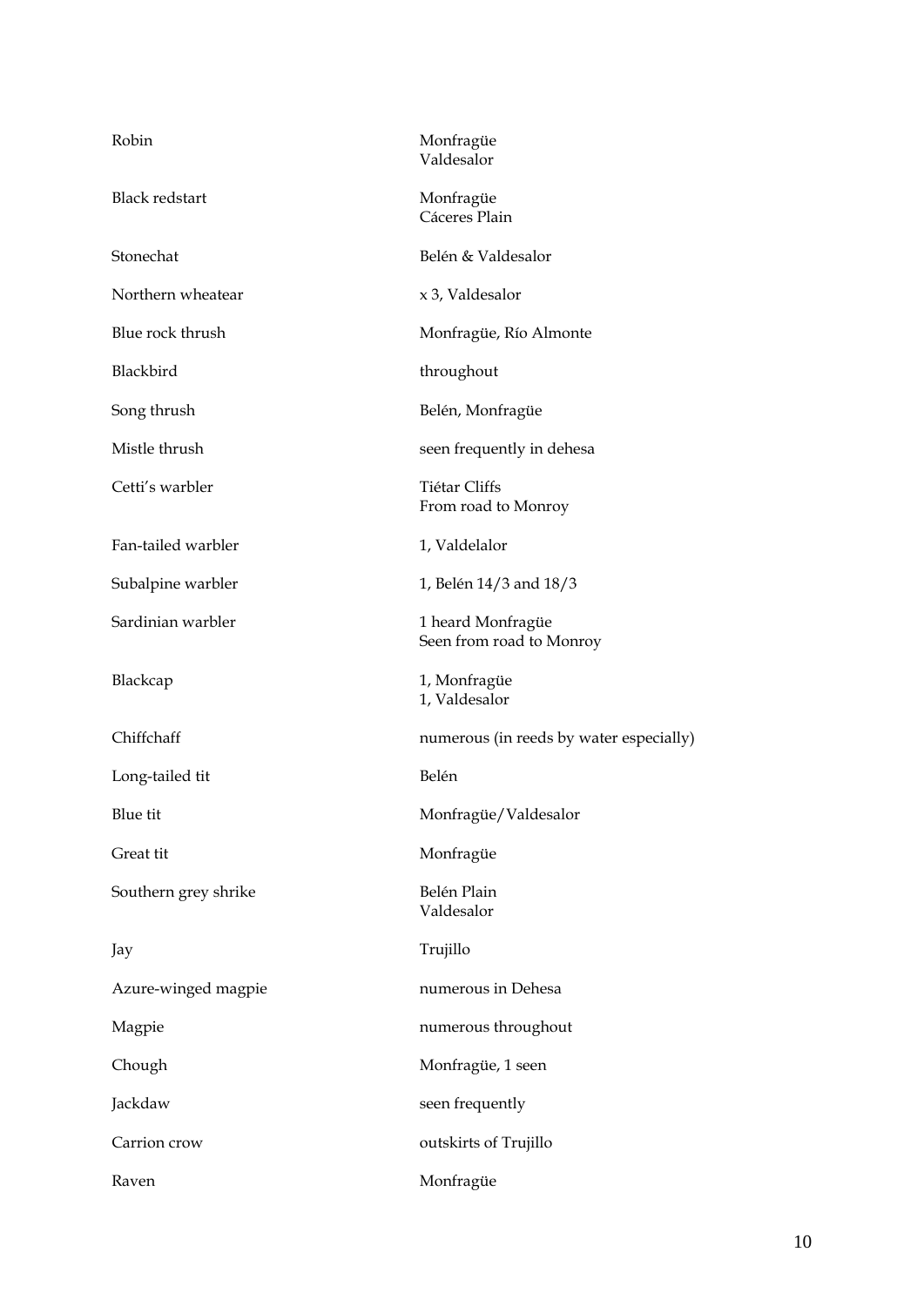| | |
|---|---|
| Robin | Monfragüe<br>Valdesalor |
| Black redstart | Monfragüe<br>Cáceres Plain |
| Stonechat | Belén & Valdesalor |
| Northern wheatear | x 3, Valdesalor |
| Blue rock thrush | Monfragüe, Río Almonte |
| Blackbird | throughout |
| Song thrush | Belén, Monfragüe |
| Mistle thrush | seen frequently in dehesa |
| Cetti's warbler | Tiétar Cliffs<br>From road to Monroy |
| Fan-tailed warbler | 1, Valdelalor |
| Subalpine warbler | 1, Belén 14/3 and 18/3 |
| Sardinian warbler | 1 heard Monfragüe<br>Seen from road to Monroy |
| Blackcap | 1, Monfragüe<br>1, Valdesalor |
| Chiffchaff | numerous (in reeds by water especially) |
| Long-tailed tit | Belén |
| Blue tit | Monfragüe/Valdesalor |
| Great tit | Monfragüe |
| Southern grey shrike | Belén Plain<br>Valdesalor |
| Jay | Trujillo |
| Azure-winged magpie | numerous in Dehesa |
| Magpie | numerous throughout |
| Chough | Monfragüe, 1 seen |
| Jackdaw | seen frequently |
| Carrion crow | outskirts of Trujillo |
| Raven | Monfragüe |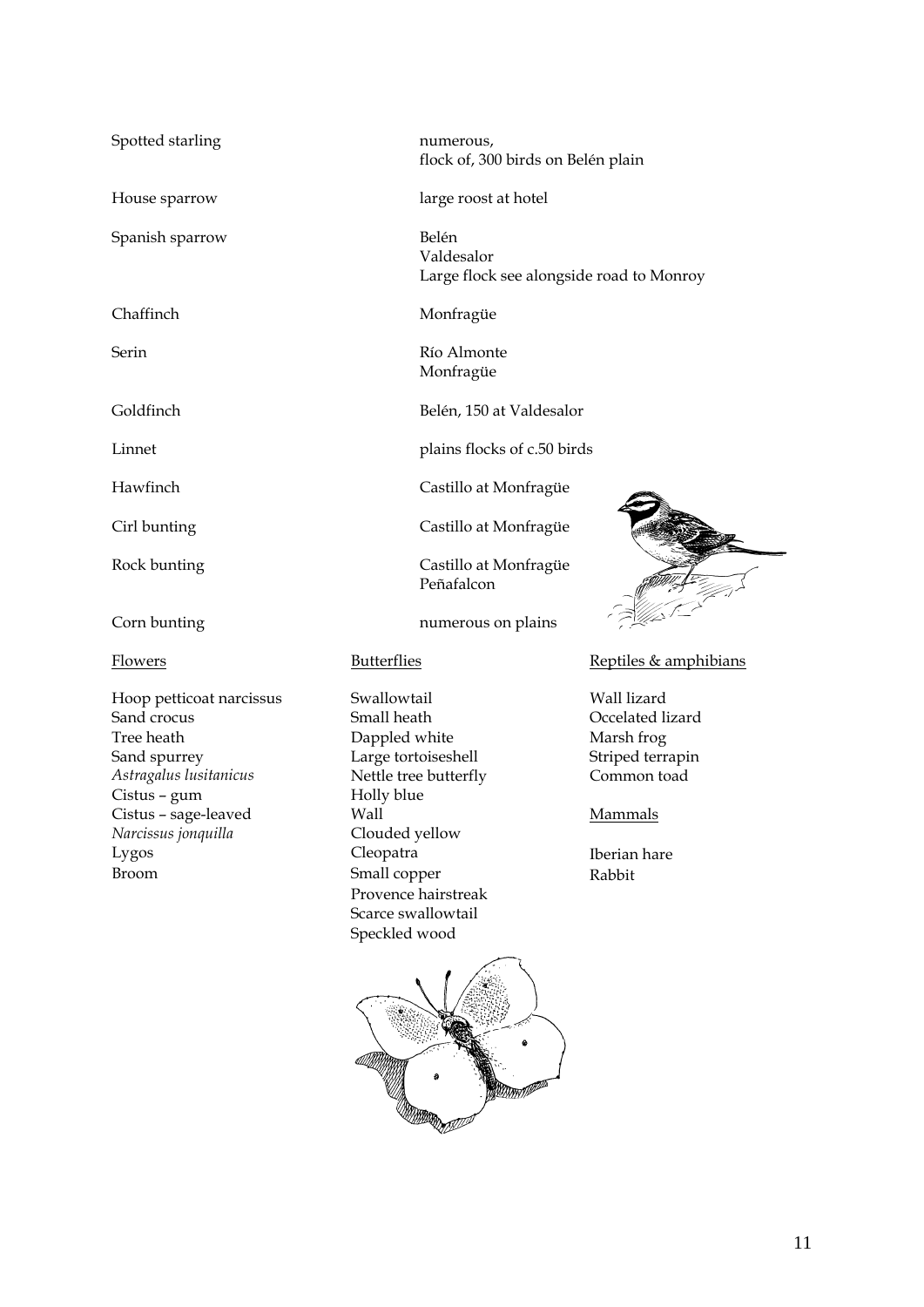| | |
|---|---|
| Spotted starling | numerous, flock of, 300 birds on Belén plain |
| House sparrow | large roost at hotel |
| Spanish sparrow | Belén<br>Valdesalor<br>Large flock see alongside road to Monroy |
| Chaffinch | Monfragüe |
| Serin | Río Almonte<br>Monfragüe |
| Goldfinch | Belén, 150 at Valdesalor |
| Linnet | plains flocks of c.50 birds |
| Hawfinch | Castillo at Monfragüe |
| Cirl bunting | Castillo at Monfragüe |
| Rock bunting | Castillo at Monfragüe<br>Peñafalcon |
| Corn bunting | numerous on plains |

<u>Flowers</u>

Hoop petticoat narcissus
Sand crocus
Tree heath
Sand spurrey
*Astragalus lusitanicus*
Cistus – gum
Cistus – sage-leaved
*Narcissus jonquilla*
Lygos
Broom

<u>Butterflies</u>

Swallowtail
Small heath
Dappled white
Large tortoiseshell
Nettle tree butterfly
Holly blue
Wall
Clouded yellow
Cleopatra
Small copper
Provence hairstreak
Scarce swallowtail
Speckled wood

<u>Reptiles & amphibians</u>

Wall lizard
Occelated lizard
Marsh frog
Striped terrapin
Common toad

<u>Mammals</u>

Iberian hare
Rabbit